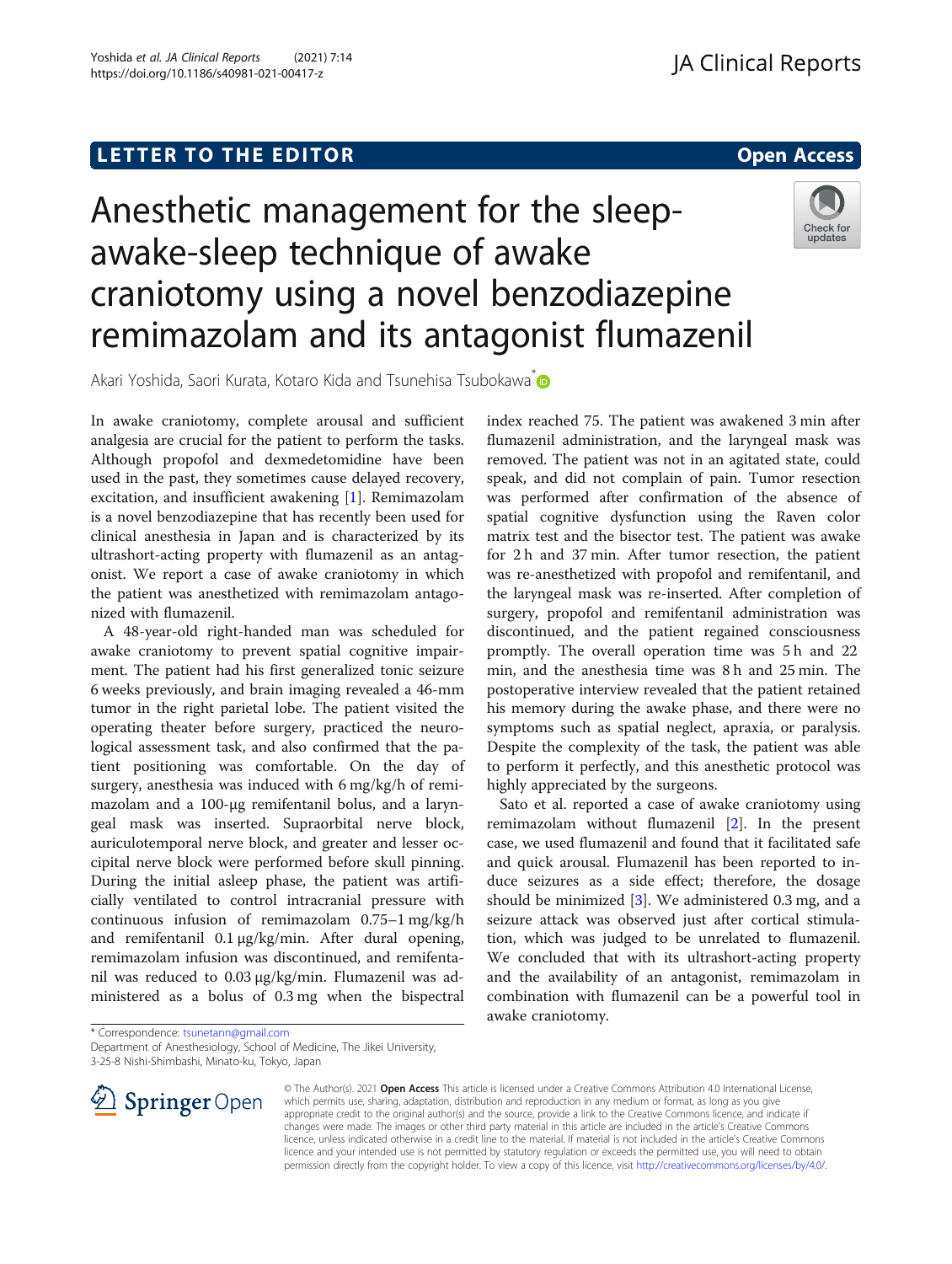LETTER TO THE EDITOR

Open Access

# Anesthetic management for the sleep-awake-sleep technique of awake craniotomy using a novel benzodiazepine remimazolam and its antagonist flumazenil

Akari Yoshida, Saori Kurata, Kotaro Kida and Tsunehisa Tsubokawa*

In awake craniotomy, complete arousal and sufficient analgesia are crucial for the patient to perform the tasks. Although propofol and dexmedetomidine have been used in the past, they sometimes cause delayed recovery, excitation, and insufficient awakening [1]. Remimazolam is a novel benzodiazepine that has recently been used for clinical anesthesia in Japan and is characterized by its ultrashort-acting property with flumazenil as an antagonist. We report a case of awake craniotomy in which the patient was anesthetized with remimazolam antagonized with flumazenil.

A 48-year-old right-handed man was scheduled for awake craniotomy to prevent spatial cognitive impairment. The patient had his first generalized tonic seizure 6 weeks previously, and brain imaging revealed a 46-mm tumor in the right parietal lobe. The patient visited the operating theater before surgery, practiced the neurological assessment task, and also confirmed that the patient positioning was comfortable. On the day of surgery, anesthesia was induced with 6 mg/kg/h of remimazolam and a 100-μg remifentanil bolus, and a laryngeal mask was inserted. Supraorbital nerve block, auriculotemporal nerve block, and greater and lesser occipital nerve block were performed before skull pinning. During the initial asleep phase, the patient was artificially ventilated to control intracranial pressure with continuous infusion of remimazolam 0.75–1 mg/kg/h and remifentanil 0.1 μg/kg/min. After dural opening, remimazolam infusion was discontinued, and remifentanil was reduced to 0.03 μg/kg/min. Flumazenil was administered as a bolus of 0.3 mg when the bispectral index reached 75. The patient was awakened 3 min after flumazenil administration, and the laryngeal mask was removed. The patient was not in an agitated state, could speak, and did not complain of pain. Tumor resection was performed after confirmation of the absence of spatial cognitive dysfunction using the Raven color matrix test and the bisector test. The patient was awake for 2 h and 37 min. After tumor resection, the patient was re-anesthetized with propofol and remifentanil, and the laryngeal mask was re-inserted. After completion of surgery, propofol and remifentanil administration was discontinued, and the patient regained consciousness promptly. The overall operation time was 5 h and 22 min, and the anesthesia time was 8 h and 25 min. The postoperative interview revealed that the patient retained his memory during the awake phase, and there were no symptoms such as spatial neglect, apraxia, or paralysis. Despite the complexity of the task, the patient was able to perform it perfectly, and this anesthetic protocol was highly appreciated by the surgeons.

Sato et al. reported a case of awake craniotomy using remimazolam without flumazenil [2]. In the present case, we used flumazenil and found that it facilitated safe and quick arousal. Flumazenil has been reported to induce seizures as a side effect; therefore, the dosage should be minimized [3]. We administered 0.3 mg, and a seizure attack was observed just after cortical stimulation, which was judged to be unrelated to flumazenil. We concluded that with its ultrashort-acting property and the availability of an antagonist, remimazolam in combination with flumazenil can be a powerful tool in awake craniotomy.

* Correspondence: tsunetann@gmail.com
Department of Anesthesiology, School of Medicine, The Jikei University, 3-25-8 Nishi-Shimbashi, Minato-ku, Tokyo, Japan

© The Author(s). 2021 **Open Access** This article is licensed under a Creative Commons Attribution 4.0 International License, which permits use, sharing, adaptation, distribution and reproduction in any medium or format, as long as you give appropriate credit to the original author(s) and the source, provide a link to the Creative Commons licence, and indicate if changes were made. The images or other third party material in this article are included in the article's Creative Commons licence, unless indicated otherwise in a credit line to the material. If material is not included in the article's Creative Commons licence and your intended use is not permitted by statutory regulation or exceeds the permitted use, you will need to obtain permission directly from the copyright holder. To view a copy of this licence, visit http://creativecommons.org/licenses/by/4.0/.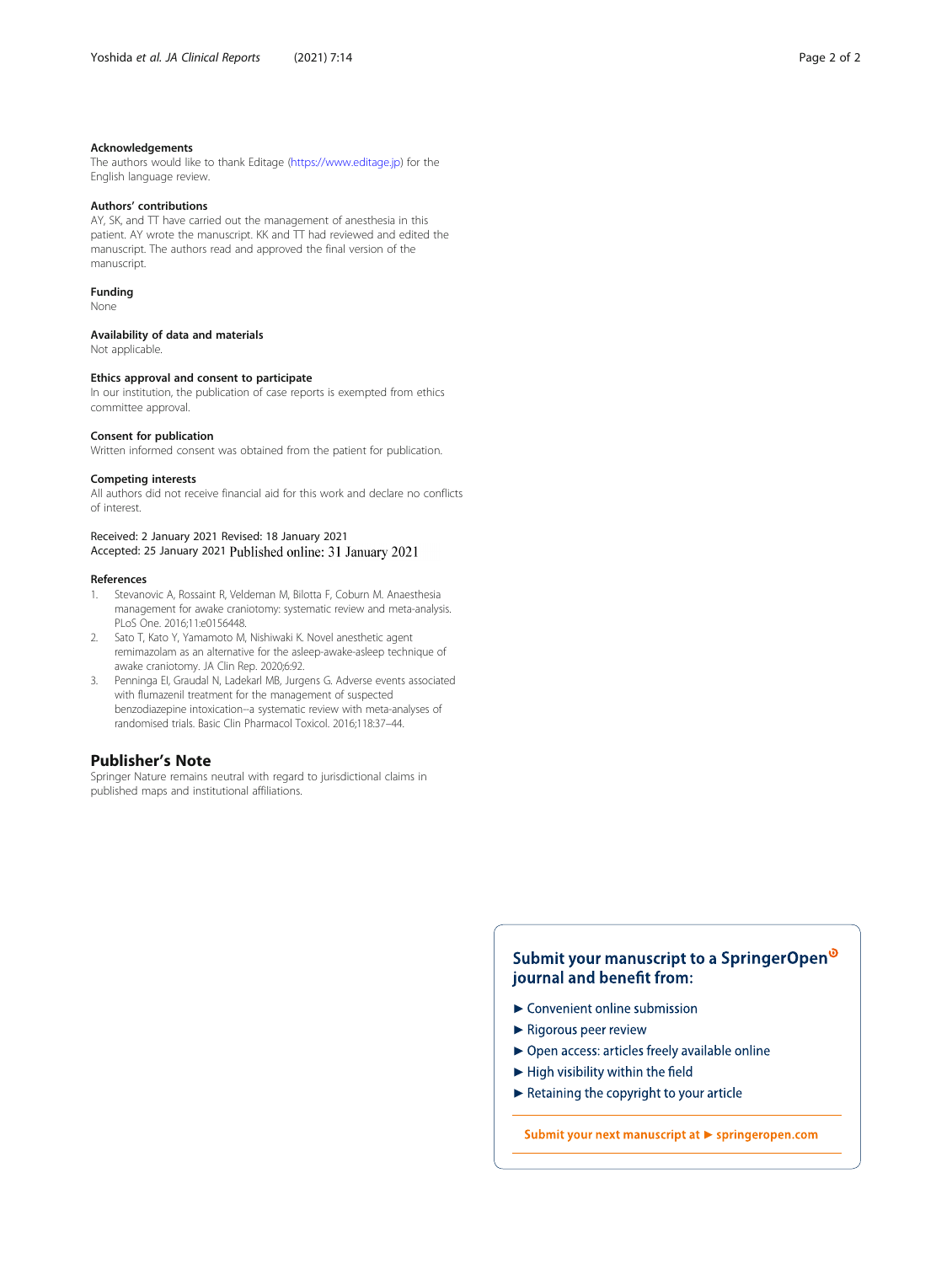### Acknowledgements

The authors would like to thank Editage (https://www.editage.jp) for the English language review.

### Authors' contributions

AY, SK, and TT have carried out the management of anesthesia in this patient. AY wrote the manuscript. KK and TT had reviewed and edited the manuscript. The authors read and approved the final version of the manuscript.

### Funding

None

### Availability of data and materials

Not applicable.

### Ethics approval and consent to participate

In our institution, the publication of case reports is exempted from ethics committee approval.

### Consent for publication

Written informed consent was obtained from the patient for publication.

### Competing interests

All authors did not receive financial aid for this work and declare no conflicts of interest.

Received: 2 January 2021 Revised: 18 January 2021
Accepted: 25 January 2021 Published online: 31 January 2021

### References

1. Stevanovic A, Rossaint R, Veldeman M, Bilotta F, Coburn M. Anaesthesia management for awake craniotomy: systematic review and meta-analysis. PLoS One. 2016;11:e0156448.
2. Sato T, Kato Y, Yamamoto M, Nishiwaki K. Novel anesthetic agent remimazolam as an alternative for the asleep-awake-asleep technique of awake craniotomy. JA Clin Rep. 2020;6:92.
3. Penninga EI, Graudal N, Ladekarl MB, Jurgens G. Adverse events associated with flumazenil treatment for the management of suspected benzodiazepine intoxication–a systematic review with meta-analyses of randomised trials. Basic Clin Pharmacol Toxicol. 2016;118:37–44.

## Publisher's Note

Springer Nature remains neutral with regard to jurisdictional claims in published maps and institutional affiliations.

**Submit your manuscript to a SpringerOpen journal and benefit from:**

- Convenient online submission
- Rigorous peer review
- Open access: articles freely available online
- High visibility within the field
- Retaining the copyright to your article

Submit your next manuscript at ► springeropen.com